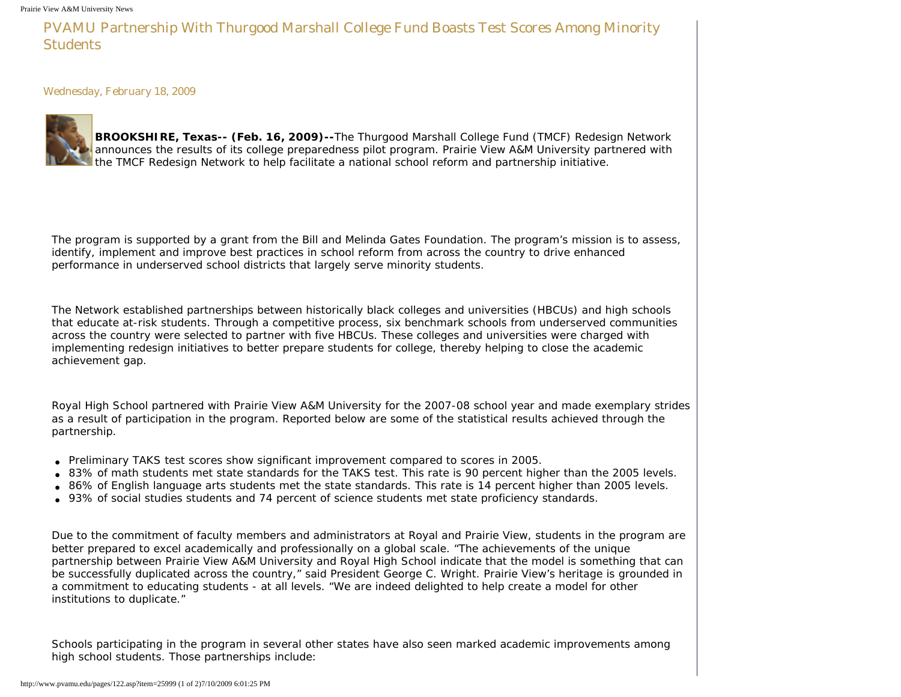# PVAMU Partnership With Thurgood Marshall College Fund Boasts Test Scores Among Minority Students

Wednesday, February 18, 2009

**BROOKSHIRE, Texas-- (Feb. 16, 2009)--**The Thurgood Marshall College Fund (TMCF) Redesign Network announces the results of its college preparedness pilot program. Prairie View A&M University partnered with the TMCF Redesign Network to help facilitate a national school reform and partnership initiative.

The program is supported by a grant from the Bill and Melinda Gates Foundation. The program's mission is to assess, identify, implement and improve best practices in school reform from across the country to drive enhanced performance in underserved school districts that largely serve minority students.

The Network established partnerships between historically black colleges and universities (HBCUs) and high schools that educate at-risk students. Through a competitive process, six benchmark schools from underserved communities across the country were selected to partner with five HBCUs. These colleges and universities were charged with implementing redesign initiatives to better prepare students for college, thereby helping to close the academic achievement gap.

Royal High School partnered with Prairie View A&M University for the 2007-08 school year and made exemplary strides as a result of participation in the program. Reported below are some of the statistical results achieved through the partnership.

- Preliminary TAKS test scores show significant improvement compared to scores in 2005.
- 83% of math students met state standards for the TAKS test. This rate is 90 percent higher than the 2005 levels.
- 86% of English language arts students met the state standards. This rate is 14 percent higher than 2005 levels.
- 93% of social studies students and 74 percent of science students met state proficiency standards.

Due to the commitment of faculty members and administrators at Royal and Prairie View, students in the program are better prepared to excel academically and professionally on a global scale. "The achievements of the unique partnership between Prairie View A&M University and Royal High School indicate that the model is something that can be successfully duplicated across the country," said President George C. Wright. Prairie View's heritage is grounded in a commitment to educating students - at all levels. "We are indeed delighted to help create a model for other institutions to duplicate."

Schools participating in the program in several other states have also seen marked academic improvements among high school students. Those partnerships include: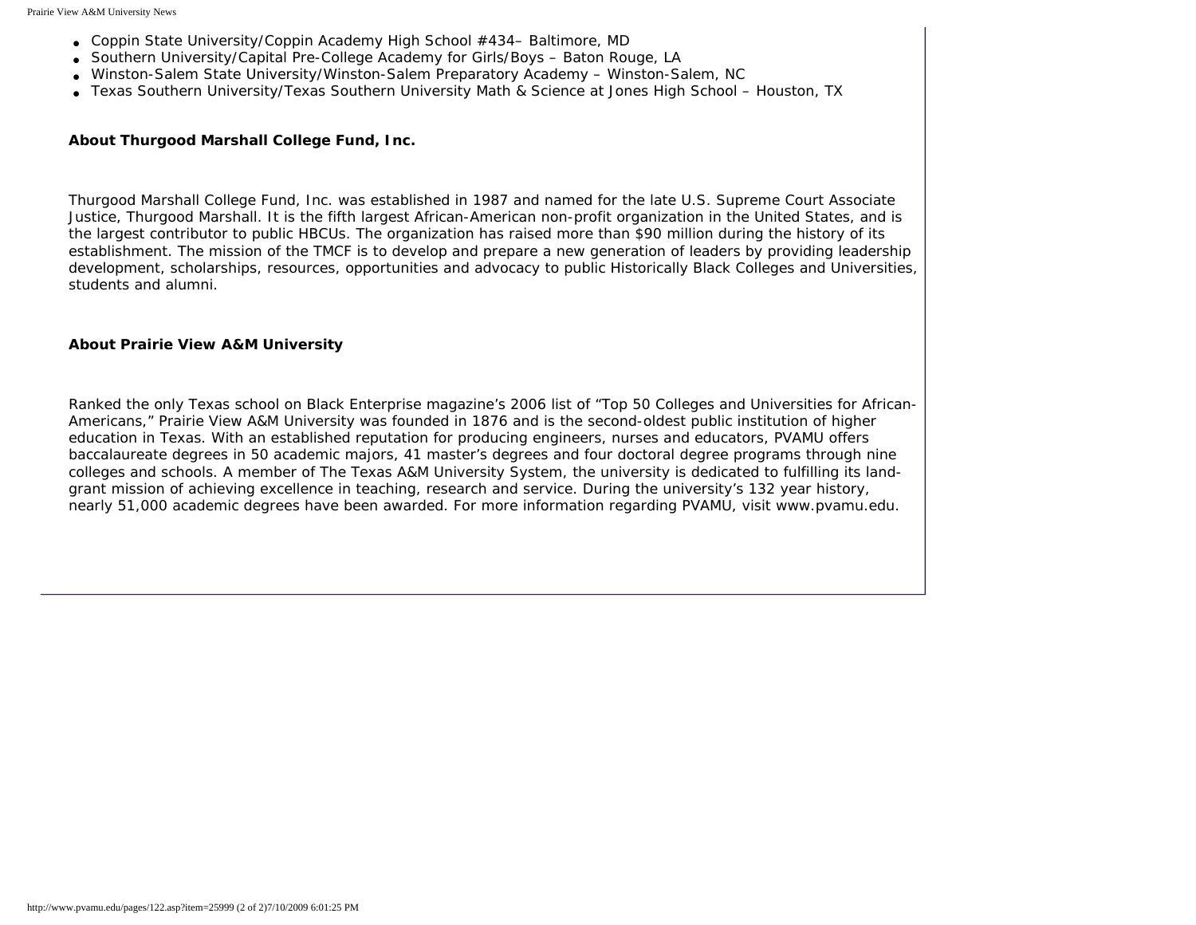- Coppin State University/Coppin Academy High School #434– Baltimore, MD
- Southern University/Capital Pre-College Academy for Girls/Boys – Baton Rouge, LA
- Winston-Salem State University/Winston-Salem Preparatory Academy – Winston-Salem, NC
- Texas Southern University/Texas Southern University Math & Science at Jones High School – Houston, TX

**About Thurgood Marshall College Fund, Inc.**

Thurgood Marshall College Fund, Inc. was established in 1987 and named for the late U.S. Supreme Court Associate Justice, Thurgood Marshall. It is the fifth largest African-American non-profit organization in the United States, and is the largest contributor to public HBCUs. The organization has raised more than $90 million during the history of its establishment. The mission of the TMCF is to develop and prepare a new generation of leaders by providing leadership development, scholarships, resources, opportunities and advocacy to public Historically Black Colleges and Universities, students and alumni.

**About Prairie View A&M University**

Ranked the only Texas school on Black Enterprise magazine's 2006 list of "Top 50 Colleges and Universities for African-Americans," Prairie View A&M University was founded in 1876 and is the second-oldest public institution of higher education in Texas. With an established reputation for producing engineers, nurses and educators, PVAMU offers baccalaureate degrees in 50 academic majors, 41 master's degrees and four doctoral degree programs through nine colleges and schools. A member of The Texas A&M University System, the university is dedicated to fulfilling its land-grant mission of achieving excellence in teaching, research and service. During the university's 132 year history, nearly 51,000 academic degrees have been awarded. For more information regarding PVAMU, visit www.pvamu.edu.